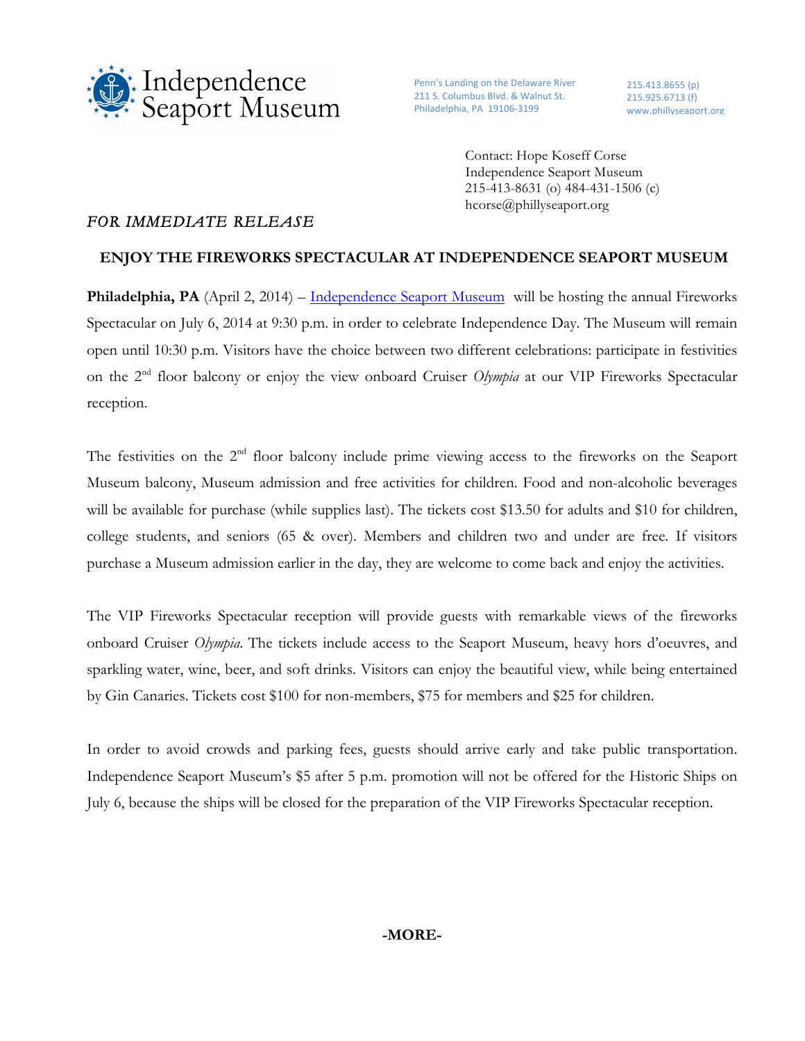Independence Seaport Museum

Penn's Landing on the Delaware River
211 S. Columbus Blvd. & Walnut St.
Philadelphia, PA 19106-3199

215.413.8655 (p)
215.925.6713 (f)
www.phillyseaport.org

Contact: Hope Koseff Corse
Independence Seaport Museum
215-413-8631 (o) 484-431-1506 (c)
hcorse@phillyseaport.org

*FOR IMMEDIATE RELEASE*

## ENJOY THE FIREWORKS SPECTACULAR AT INDEPENDENCE SEAPORT MUSEUM

**Philadelphia, PA** (April 2, 2014) – [Independence Seaport Museum](#) will be hosting the annual Fireworks Spectacular on July 6, 2014 at 9:30 p.m. in order to celebrate Independence Day. The Museum will remain open until 10:30 p.m. Visitors have the choice between two different celebrations: participate in festivities on the 2nd floor balcony or enjoy the view onboard Cruiser *Olympia* at our VIP Fireworks Spectacular reception.

The festivities on the 2nd floor balcony include prime viewing access to the fireworks on the Seaport Museum balcony, Museum admission and free activities for children. Food and non-alcoholic beverages will be available for purchase (while supplies last). The tickets cost $13.50 for adults and $10 for children, college students, and seniors (65 & over). Members and children two and under are free. If visitors purchase a Museum admission earlier in the day, they are welcome to come back and enjoy the activities.

The VIP Fireworks Spectacular reception will provide guests with remarkable views of the fireworks onboard Cruiser *Olympia*. The tickets include access to the Seaport Museum, heavy hors d'oeuvres, and sparkling water, wine, beer, and soft drinks. Visitors can enjoy the beautiful view, while being entertained by Gin Canaries. Tickets cost $100 for non-members, $75 for members and $25 for children.

In order to avoid crowds and parking fees, guests should arrive early and take public transportation. Independence Seaport Museum's $5 after 5 p.m. promotion will not be offered for the Historic Ships on July 6, because the ships will be closed for the preparation of the VIP Fireworks Spectacular reception.

**-MORE-**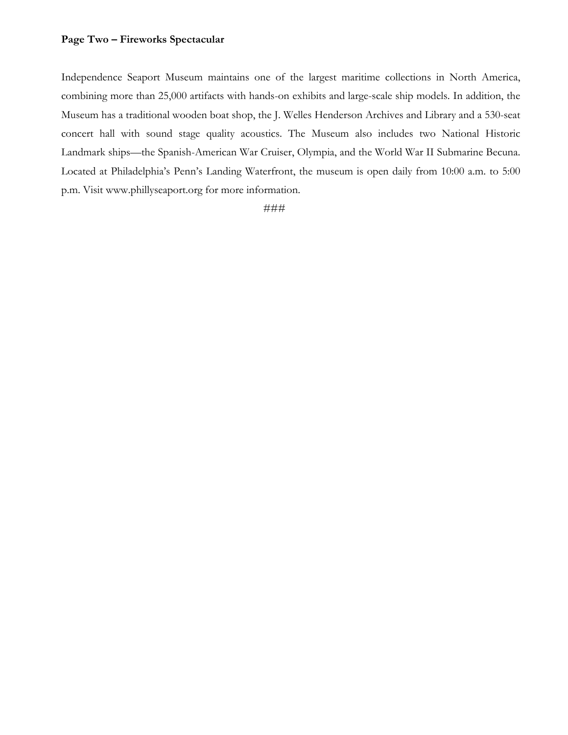Independence Seaport Museum maintains one of the largest maritime collections in North America, combining more than 25,000 artifacts with hands-on exhibits and large-scale ship models. In addition, the Museum has a traditional wooden boat shop, the J. Welles Henderson Archives and Library and a 530-seat concert hall with sound stage quality acoustics. The Museum also includes two National Historic Landmark ships—the Spanish-American War Cruiser, Olympia, and the World War II Submarine Becuna. Located at Philadelphia's Penn's Landing Waterfront, the museum is open daily from 10:00 a.m. to 5:00 p.m. Visit www.phillyseaport.org for more information.

###